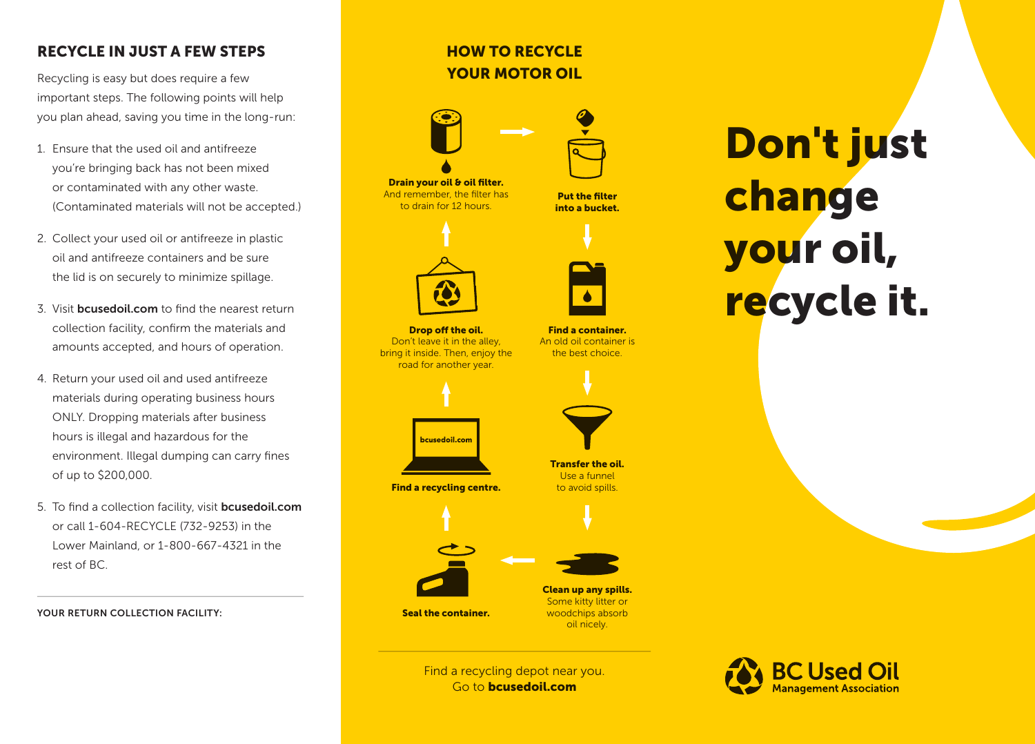## RECYCLE IN JUST A FEW STEPS

Recycling is easy but does require a few important steps. The following points will help you plan ahead, saving you time in the long-run:

1. Ensure that the used oil and antifreeze you're bringing back has not been mixed or contaminated with any other waste. (Contaminated materials will not be accepted.)
2. Collect your used oil or antifreeze in plastic oil and antifreeze containers and be sure the lid is on securely to minimize spillage.
3. Visit **bcusedoil.com** to find the nearest return collection facility, confirm the materials and amounts accepted, and hours of operation.
4. Return your used oil and used antifreeze materials during operating business hours ONLY. Dropping materials after business hours is illegal and hazardous for the environment. Illegal dumping can carry fines of up to $200,000.
5. To find a collection facility, visit **bcusedoil.com** or call 1-604-RECYCLE (732-9253) in the Lower Mainland, or 1-800-667-4321 in the rest of BC.

---

YOUR RETURN COLLECTION FACILITY:

## HOW TO RECYCLE YOUR MOTOR OIL

**Drain your oil & oil filter.** And remember, the filter has to drain for 12 hours.

**Put the filter into a bucket.**

**Find a container.** An old oil container is the best choice.

**Transfer the oil.** Use a funnel to avoid spills.

**Clean up any spills.** Some kitty litter or woodchips absorb oil nicely.

**Seal the container.**

**Find a recycling centre.**

bcusedoil.com

**Drop off the oil.** Don't leave it in the alley, bring it inside. Then, enjoy the road for another year.

---

Find a recycling depot near you.
Go to **bcusedoil.com**

# Don't just change your oil, recycle it.

BC Used Oil Management Association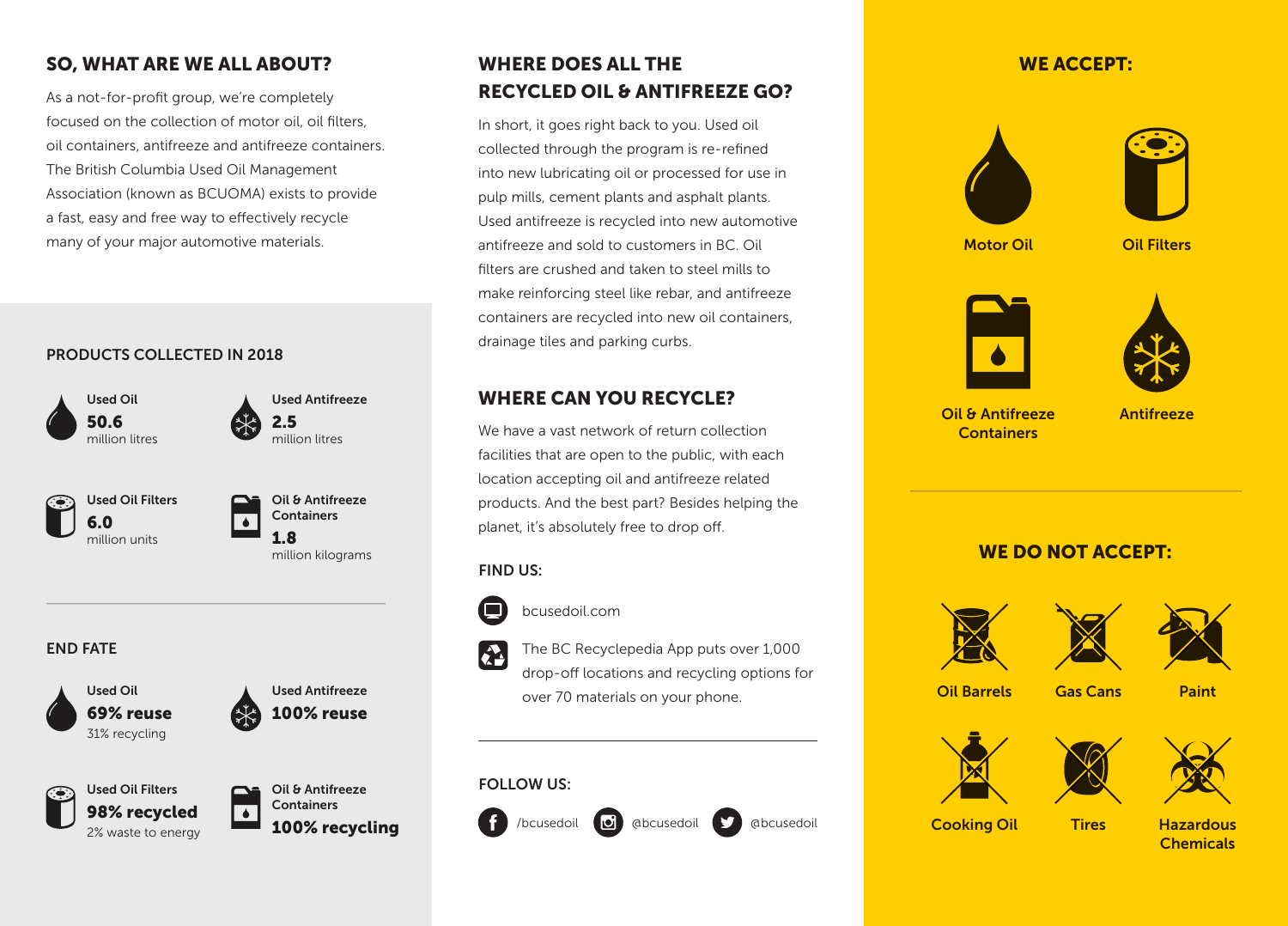## SO, WHAT ARE WE ALL ABOUT?

As a not-for-profit group, we're completely focused on the collection of motor oil, oil filters, oil containers, antifreeze and antifreeze containers. The British Columbia Used Oil Management Association (known as BCUOMA) exists to provide a fast, easy and free way to effectively recycle many of your major automotive materials.

### PRODUCTS COLLECTED IN 2018

**Used Oil**
**50.6**
million litres

**Used Antifreeze**
**2.5**
million litres

**Used Oil Filters**
**6.0**
million units

**Oil & Antifreeze Containers**
**1.8**
million kilograms

### END FATE

**Used Oil**
**69% reuse**
31% recycling

**Used Antifreeze**
**100% reuse**

**Used Oil Filters**
**98% recycled**
2% waste to energy

**Oil & Antifreeze Containers**
**100% recycling**

## WHERE DOES ALL THE RECYCLED OIL & ANTIFREEZE GO?

In short, it goes right back to you. Used oil collected through the program is re-refined into new lubricating oil or processed for use in pulp mills, cement plants and asphalt plants. Used antifreeze is recycled into new automotive antifreeze and sold to customers in BC. Oil filters are crushed and taken to steel mills to make reinforcing steel like rebar, and antifreeze containers are recycled into new oil containers, drainage tiles and parking curbs.

## WHERE CAN YOU RECYCLE?

We have a vast network of return collection facilities that are open to the public, with each location accepting oil and antifreeze related products. And the best part? Besides helping the planet, it's absolutely free to drop off.

### FIND US:

bcusedoil.com

The BC Recyclepedia App puts over 1,000 drop-off locations and recycling options for over 70 materials on your phone.

### FOLLOW US:

/bcusedoil @bcusedoil @bcusedoil

## WE ACCEPT:

- Motor Oil
- Oil Filters
- Oil & Antifreeze Containers
- Antifreeze

## WE DO NOT ACCEPT:

- Oil Barrels
- Gas Cans
- Paint
- Cooking Oil
- Tires
- Hazardous Chemicals